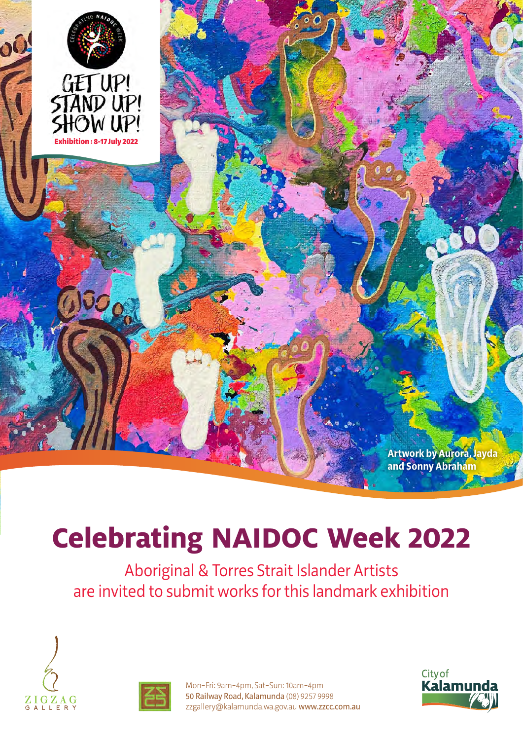CELEBRATING NAIDOC WEEK

GET UP! STAND UP! SHOW UP!

**Exhibition : 8-17 July 2022**

**Artwork by Aurora, Jayda and Sonny Abraham**

# Celebrating NAIDOC Week 2022

Aboriginal & Torres Strait Islander Artists are invited to submit works for this landmark exhibition

ZIGZAG GALLERY

Mon–Fri: 9am–4pm, Sat–Sun: 10am–4pm
**50 Railway Road, Kalamunda** (08) 9257 9998
zzgallery@kalamunda.wa.gov.au **www.zzcc.com.au**

City of Kalamunda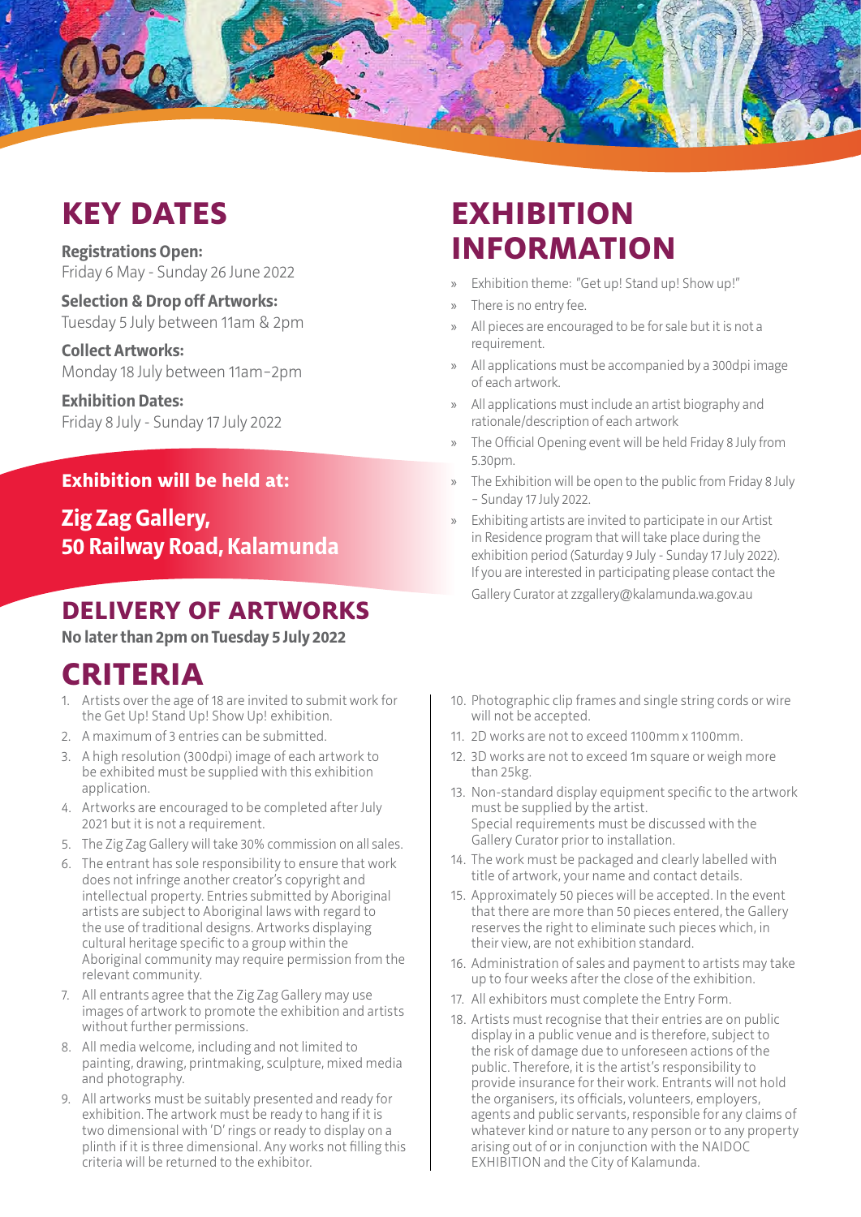## KEY DATES

**Registrations Open:**
Friday 6 May - Sunday 26 June 2022

**Selection & Drop off Artworks:**
Tuesday 5 July between 11am & 2pm

**Collect Artworks:**
Monday 18 July between 11am–2pm

**Exhibition Dates:**
Friday 8 July - Sunday 17 July 2022

### Exhibition will be held at:

**Zig Zag Gallery,
50 Railway Road, Kalamunda**

## DELIVERY OF ARTWORKS

**No later than 2pm on Tuesday 5 July 2022**

## EXHIBITION INFORMATION

- Exhibition theme: "Get up! Stand up! Show up!"
- There is no entry fee.
- All pieces are encouraged to be for sale but it is not a requirement.
- All applications must be accompanied by a 300dpi image of each artwork.
- All applications must include an artist biography and rationale/description of each artwork
- The Official Opening event will be held Friday 8 July from 5.30pm.
- The Exhibition will be open to the public from Friday 8 July – Sunday 17 July 2022.
- Exhibiting artists are invited to participate in our Artist in Residence program that will take place during the exhibition period (Saturday 9 July - Sunday 17 July 2022). If you are interested in participating please contact the Gallery Curator at zzgallery@kalamunda.wa.gov.au

## CRITERIA

1. Artists over the age of 18 are invited to submit work for the Get Up! Stand Up! Show Up! exhibition.
2. A maximum of 3 entries can be submitted.
3. A high resolution (300dpi) image of each artwork to be exhibited must be supplied with this exhibition application.
4. Artworks are encouraged to be completed after July 2021 but it is not a requirement.
5. The Zig Zag Gallery will take 30% commission on all sales.
6. The entrant has sole responsibility to ensure that work does not infringe another creator's copyright and intellectual property. Entries submitted by Aboriginal artists are subject to Aboriginal laws with regard to the use of traditional designs. Artworks displaying cultural heritage specific to a group within the Aboriginal community may require permission from the relevant community.
7. All entrants agree that the Zig Zag Gallery may use images of artwork to promote the exhibition and artists without further permissions.
8. All media welcome, including and not limited to painting, drawing, printmaking, sculpture, mixed media and photography.
9. All artworks must be suitably presented and ready for exhibition. The artwork must be ready to hang if it is two dimensional with 'D' rings or ready to display on a plinth if it is three dimensional. Any works not filling this criteria will be returned to the exhibitor.
10. Photographic clip frames and single string cords or wire will not be accepted.
11. 2D works are not to exceed 1100mm x 1100mm.
12. 3D works are not to exceed 1m square or weigh more than 25kg.
13. Non-standard display equipment specific to the artwork must be supplied by the artist. Special requirements must be discussed with the Gallery Curator prior to installation.
14. The work must be packaged and clearly labelled with title of artwork, your name and contact details.
15. Approximately 50 pieces will be accepted. In the event that there are more than 50 pieces entered, the Gallery reserves the right to eliminate such pieces which, in their view, are not exhibition standard.
16. Administration of sales and payment to artists may take up to four weeks after the close of the exhibition.
17. All exhibitors must complete the Entry Form.
18. Artists must recognise that their entries are on public display in a public venue and is therefore, subject to the risk of damage due to unforeseen actions of the public. Therefore, it is the artist's responsibility to provide insurance for their work. Entrants will not hold the organisers, its officials, volunteers, employers, agents and public servants, responsible for any claims of whatever kind or nature to any person or to any property arising out of or in conjunction with the NAIDOC EXHIBITION and the City of Kalamunda.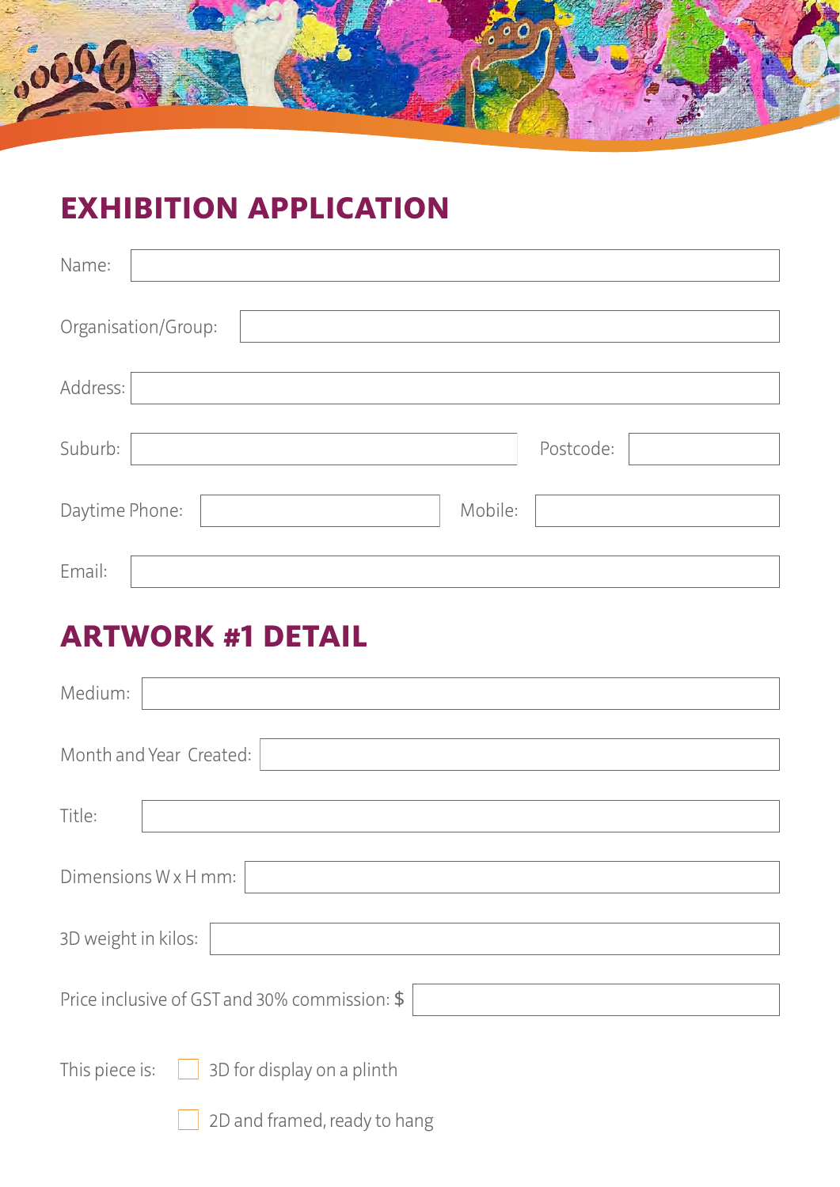# EXHIBITION APPLICATION

Name:

Organisation/Group:

Address:

Suburb: Postcode:

Daytime Phone: Mobile:

Email:

# ARTWORK #1 DETAIL

Medium:

Month and Year Created:

Title:

Dimensions W x H mm:

3D weight in kilos:

Price inclusive of GST and 30% commission: $

This piece is:

- ☐ 3D for display on a plinth
- ☐ 2D and framed, ready to hang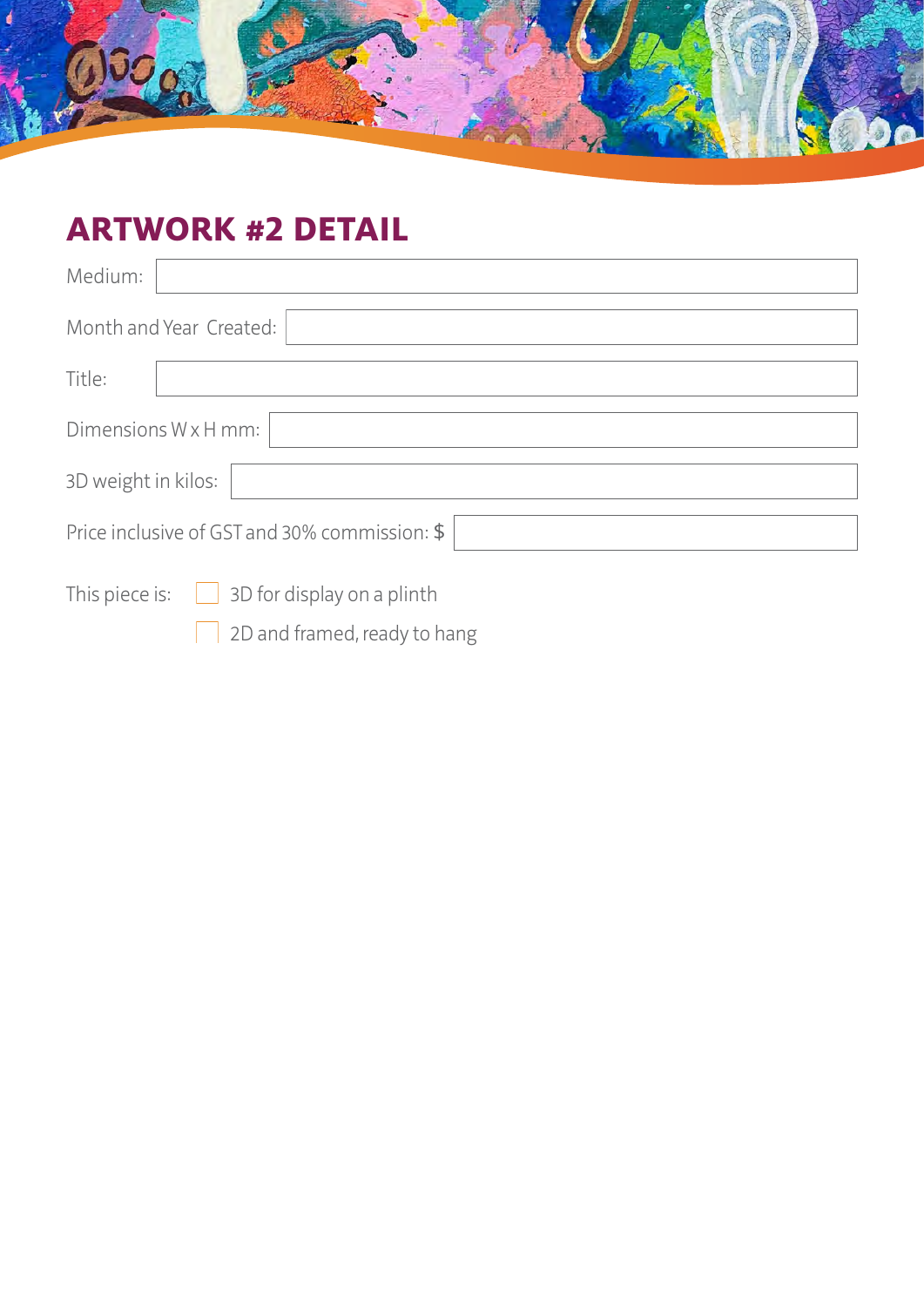## ARTWORK #2 DETAIL

Medium:

Month and Year Created:

Title:

Dimensions W x H mm:

3D weight in kilos:

Price inclusive of GST and 30% commission: $

This piece is:

- [ ] 3D for display on a plinth
- [ ] 2D and framed, ready to hang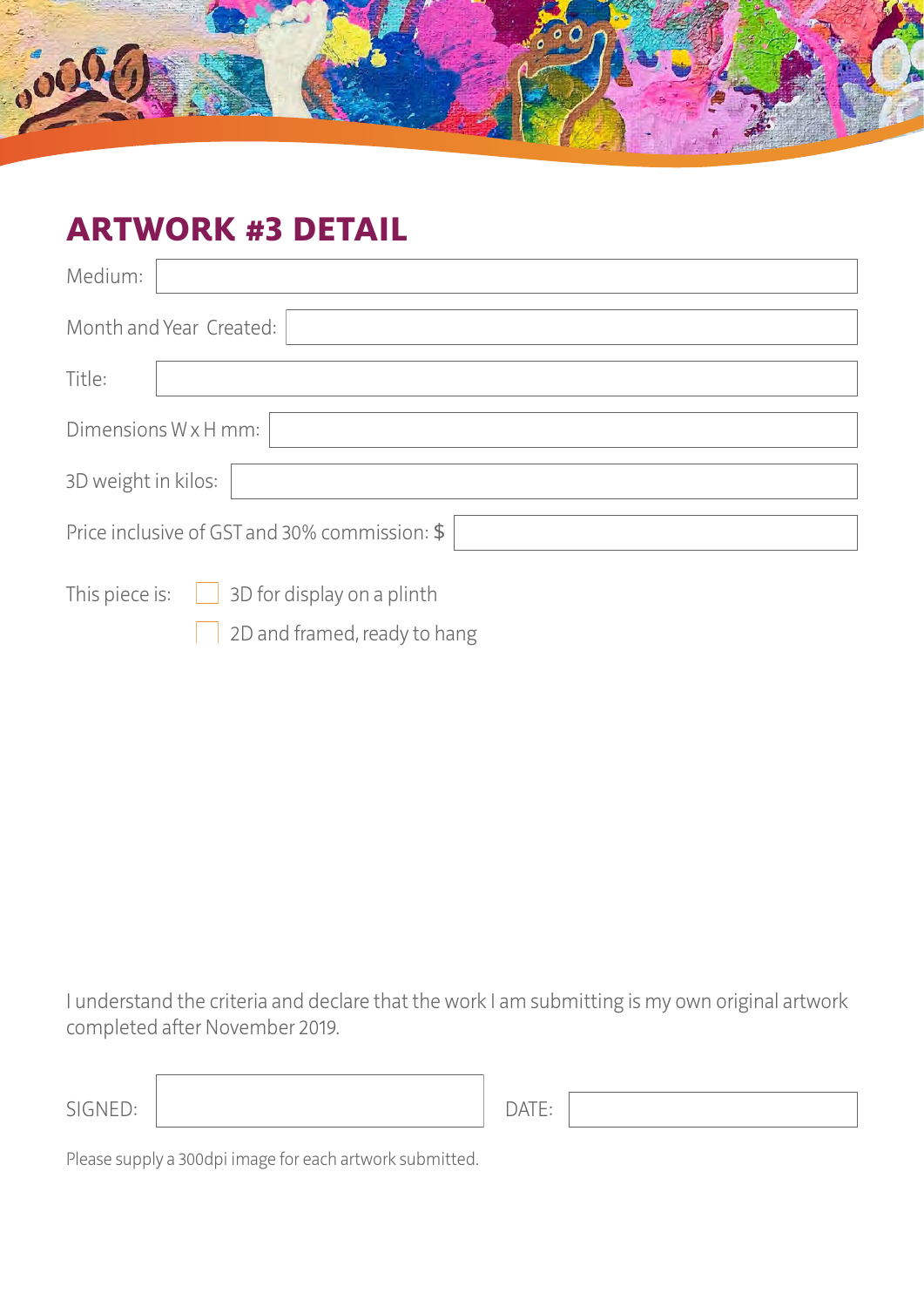## ARTWORK #3 DETAIL

Medium:

Month and Year Created:

Title:

Dimensions W x H mm:

3D weight in kilos:

Price inclusive of GST and 30% commission: $

This piece is:

- ☐ 3D for display on a plinth
- ☐ 2D and framed, ready to hang

I understand the criteria and declare that the work I am submitting is my own original artwork completed after November 2019.

SIGNED: DATE:

Please supply a 300dpi image for each artwork submitted.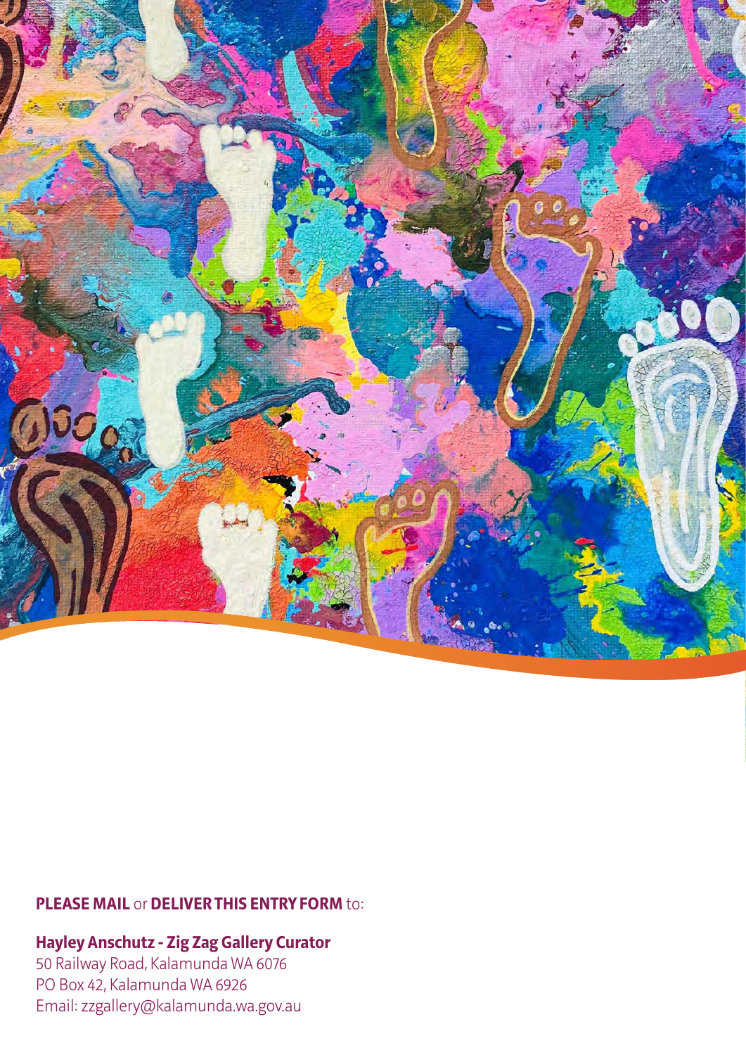**PLEASE MAIL** or **DELIVER THIS ENTRY FORM** to:

**Hayley Anschutz - Zig Zag Gallery Curator**
50 Railway Road, Kalamunda WA 6076
PO Box 42, Kalamunda WA 6926
Email: zzgallery@kalamunda.wa.gov.au